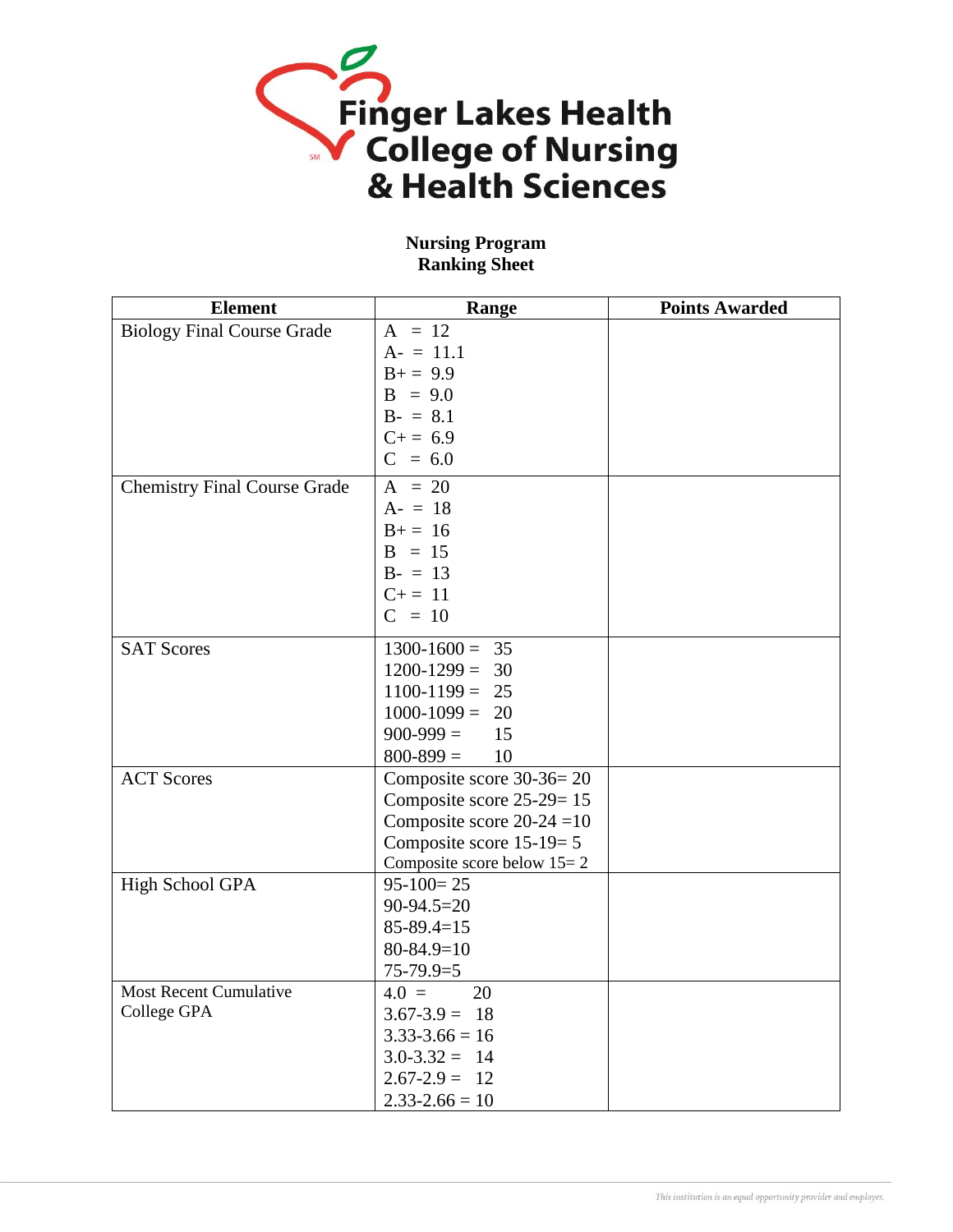# Finger Lakes Health College of Nursing & Health Sciences

**Nursing Program**
**Ranking Sheet**

| Element | Range | Points Awarded |
|---|---|---|
| Biology Final Course Grade | A = 12<br>A- = 11.1<br>B+ = 9.9<br>B = 9.0<br>B- = 8.1<br>C+ = 6.9<br>C = 6.0 | |
| Chemistry Final Course Grade | A = 20<br>A- = 18<br>B+ = 16<br>B = 15<br>B- = 13<br>C+ = 11<br>C = 10 | |
| SAT Scores | 1300-1600 = 35<br>1200-1299 = 30<br>1100-1199 = 25<br>1000-1099 = 20<br>900-999 = 15<br>800-899 = 10 | |
| ACT Scores | Composite score 30-36= 20<br>Composite score 25-29= 15<br>Composite score 20-24 =10<br>Composite score 15-19= 5<br>Composite score below 15= 2 | |
| High School GPA | 95-100= 25<br>90-94.5=20<br>85-89.4=15<br>80-84.9=10<br>75-79.9=5 | |
| Most Recent Cumulative College GPA | 4.0 = 20<br>3.67-3.9 = 18<br>3.33-3.66 = 16<br>3.0-3.32 = 14<br>2.67-2.9 = 12<br>2.33-2.66 = 10 | |

*This institution is an equal opportunity provider and employer.*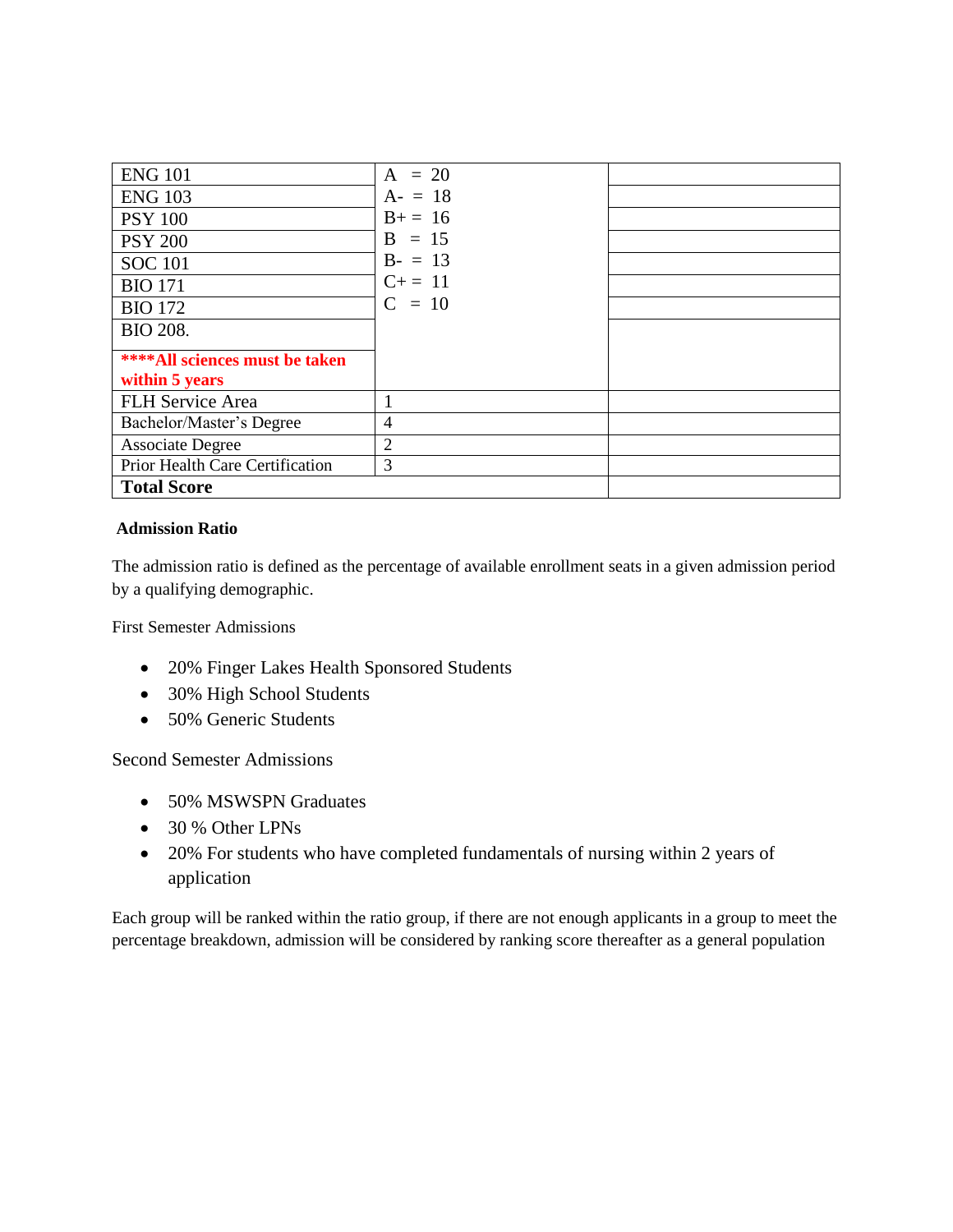| | | |
|---|---|---|
| ENG 101 | A = 20 | |
| ENG 103 | A- = 18 | |
| PSY 100 | B+ = 16 | |
| PSY 200 | B = 15 | |
| SOC 101 | B- = 13 | |
| BIO 171 | C+ = 11 | |
| BIO 172 | C = 10 | |
| BIO 208. | | |
| ****All sciences must be taken within 5 years | | |
| FLH Service Area | 1 | |
| Bachelor/Master's Degree | 4 | |
| Associate Degree | 2 | |
| Prior Health Care Certification | 3 | |
| **Total Score** | | |

**Admission Ratio**

The admission ratio is defined as the percentage of available enrollment seats in a given admission period by a qualifying demographic.

First Semester Admissions

- 20% Finger Lakes Health Sponsored Students
- 30% High School Students
- 50% Generic Students

Second Semester Admissions

- 50% MSWSPN Graduates
- 30 % Other LPNs
- 20% For students who have completed fundamentals of nursing within 2 years of application

Each group will be ranked within the ratio group, if there are not enough applicants in a group to meet the percentage breakdown, admission will be considered by ranking score thereafter as a general population